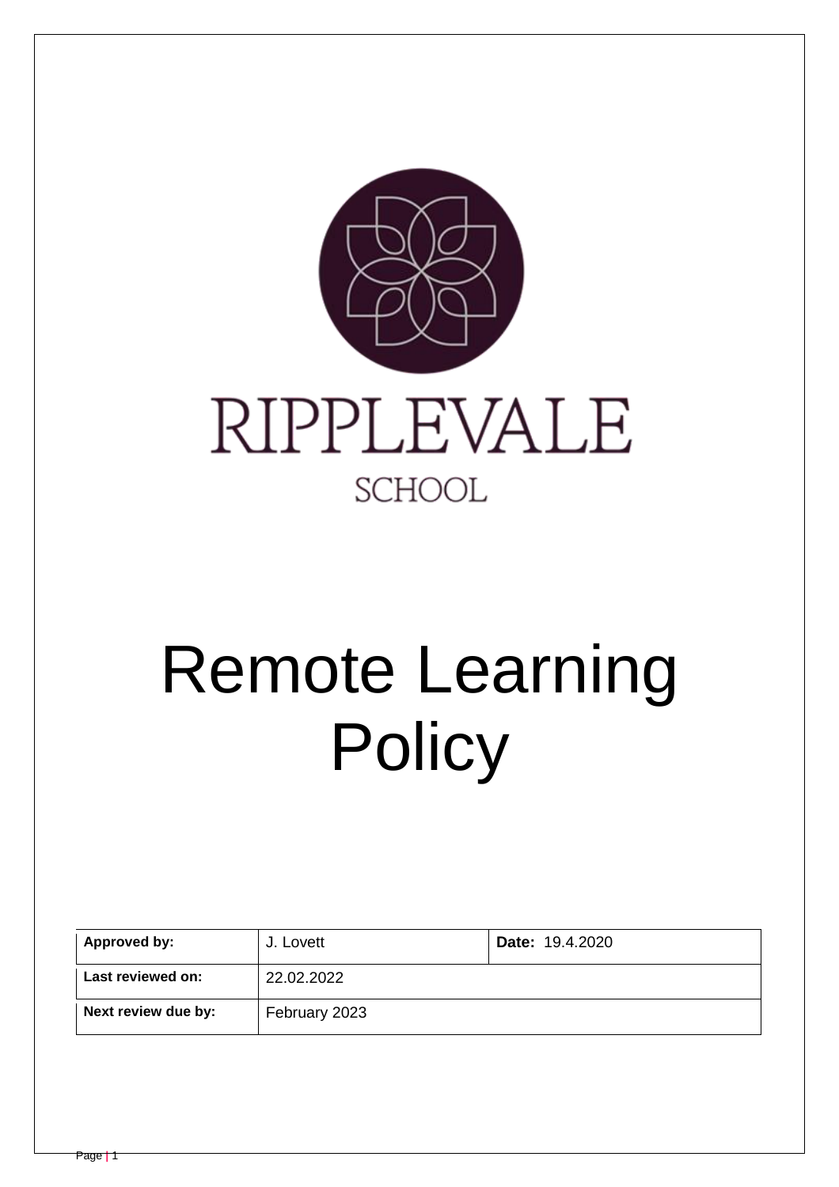RIPPLEVALE

SCHOOL

# Remote Learning Policy

| Approved by: | J. Lovett | Date: 19.4.2020 |
|---|---|---|
| Last reviewed on: | 22.02.2022 | |
| Next review due by: | February 2023 | |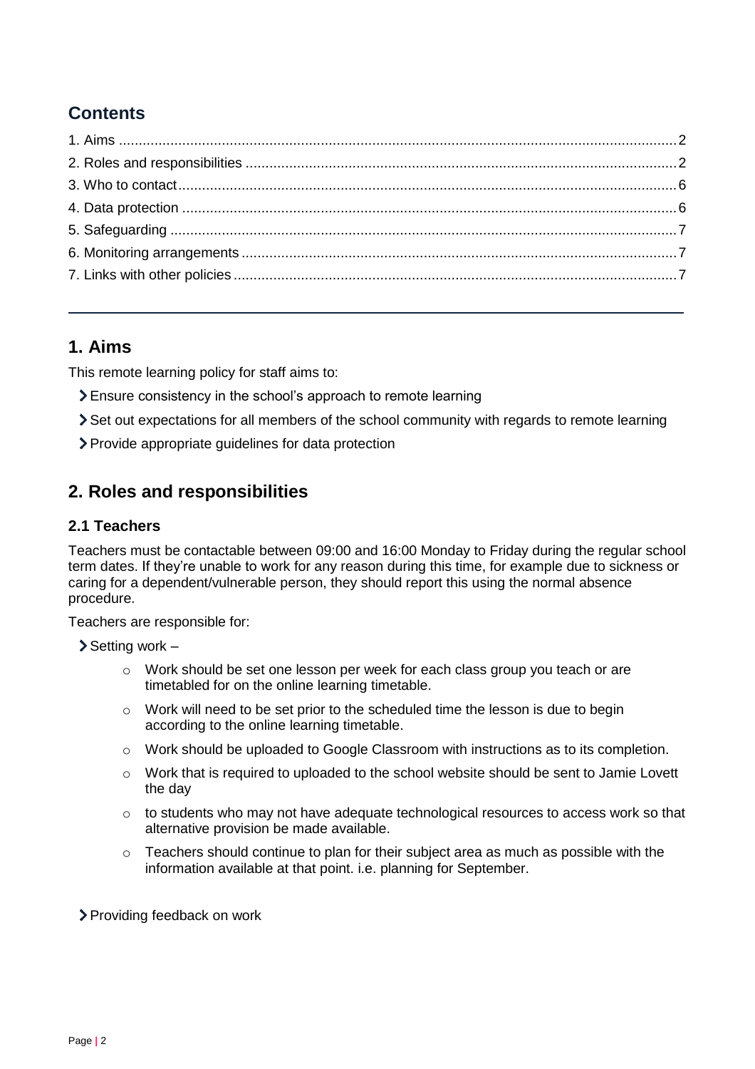## Contents

1. Aims ..... 2
2. Roles and responsibilities ..... 2
3. Who to contact ..... 6
4. Data protection ..... 6
5. Safeguarding ..... 7
6. Monitoring arrangements ..... 7
7. Links with other policies ..... 7

---

## 1. Aims

This remote learning policy for staff aims to:

- Ensure consistency in the school's approach to remote learning
- Set out expectations for all members of the school community with regards to remote learning
- Provide appropriate guidelines for data protection

## 2. Roles and responsibilities

### 2.1 Teachers

Teachers must be contactable between 09:00 and 16:00 Monday to Friday during the regular school term dates. If they're unable to work for any reason during this time, for example due to sickness or caring for a dependent/vulnerable person, they should report this using the normal absence procedure.

Teachers are responsible for:

- Setting work –
  - Work should be set one lesson per week for each class group you teach or are timetabled for on the online learning timetable.
  - Work will need to be set prior to the scheduled time the lesson is due to begin according to the online learning timetable.
  - Work should be uploaded to Google Classroom with instructions as to its completion.
  - Work that is required to uploaded to the school website should be sent to Jamie Lovett the day
  - to students who may not have adequate technological resources to access work so that alternative provision be made available.
  - Teachers should continue to plan for their subject area as much as possible with the information available at that point. i.e. planning for September.

- Providing feedback on work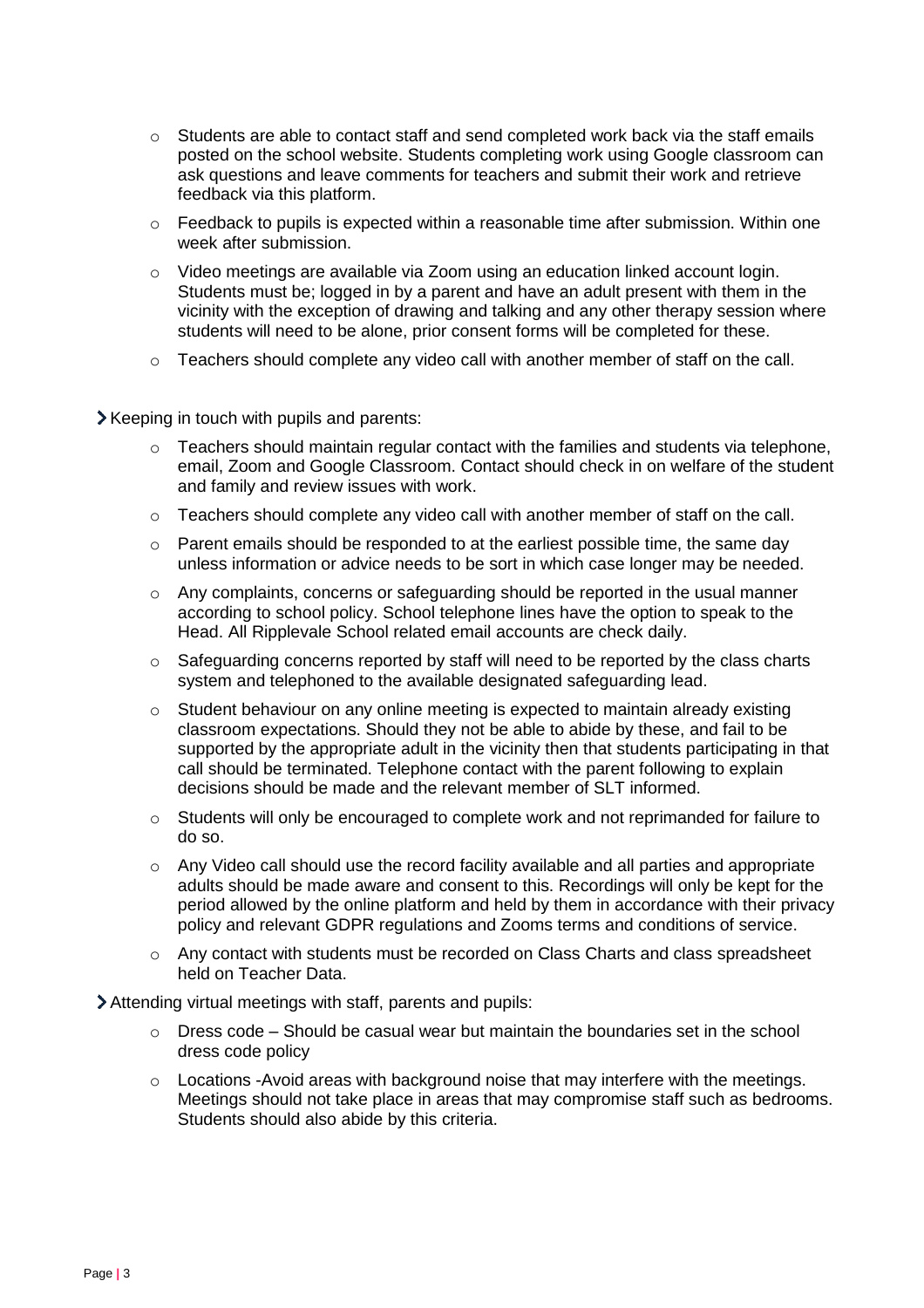- Students are able to contact staff and send completed work back via the staff emails posted on the school website. Students completing work using Google classroom can ask questions and leave comments for teachers and submit their work and retrieve feedback via this platform.
- Feedback to pupils is expected within a reasonable time after submission. Within one week after submission.
- Video meetings are available via Zoom using an education linked account login. Students must be; logged in by a parent and have an adult present with them in the vicinity with the exception of drawing and talking and any other therapy session where students will need to be alone, prior consent forms will be completed for these.
- Teachers should complete any video call with another member of staff on the call.

Keeping in touch with pupils and parents:

- Teachers should maintain regular contact with the families and students via telephone, email, Zoom and Google Classroom. Contact should check in on welfare of the student and family and review issues with work.
- Teachers should complete any video call with another member of staff on the call.
- Parent emails should be responded to at the earliest possible time, the same day unless information or advice needs to be sort in which case longer may be needed.
- Any complaints, concerns or safeguarding should be reported in the usual manner according to school policy. School telephone lines have the option to speak to the Head. All Ripplevale School related email accounts are check daily.
- Safeguarding concerns reported by staff will need to be reported by the class charts system and telephoned to the available designated safeguarding lead.
- Student behaviour on any online meeting is expected to maintain already existing classroom expectations. Should they not be able to abide by these, and fail to be supported by the appropriate adult in the vicinity then that students participating in that call should be terminated. Telephone contact with the parent following to explain decisions should be made and the relevant member of SLT informed.
- Students will only be encouraged to complete work and not reprimanded for failure to do so.
- Any Video call should use the record facility available and all parties and appropriate adults should be made aware and consent to this. Recordings will only be kept for the period allowed by the online platform and held by them in accordance with their privacy policy and relevant GDPR regulations and Zooms terms and conditions of service.
- Any contact with students must be recorded on Class Charts and class spreadsheet held on Teacher Data.

Attending virtual meetings with staff, parents and pupils:

- Dress code – Should be casual wear but maintain the boundaries set in the school dress code policy
- Locations -Avoid areas with background noise that may interfere with the meetings. Meetings should not take place in areas that may compromise staff such as bedrooms. Students should also abide by this criteria.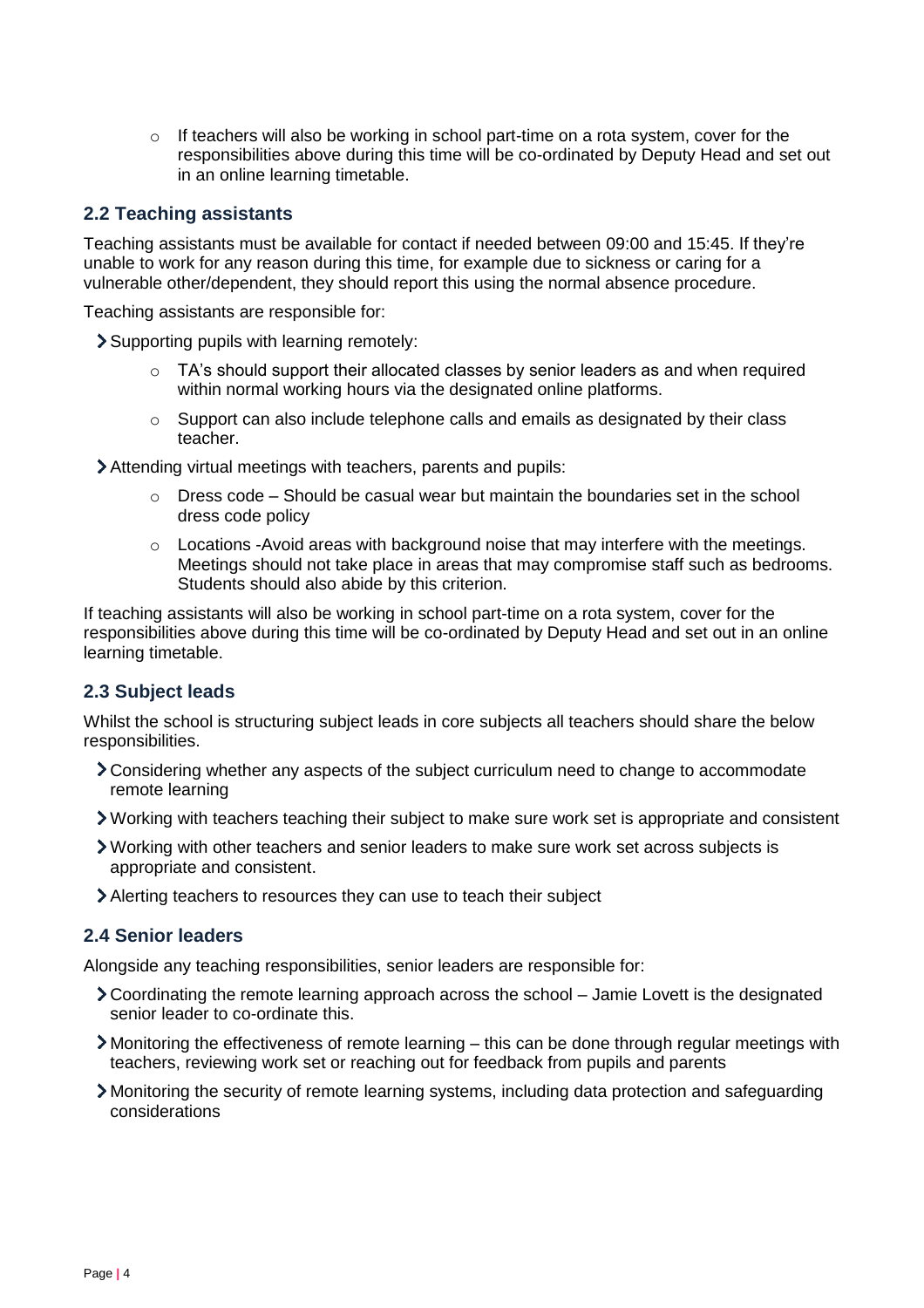- If teachers will also be working in school part-time on a rota system, cover for the responsibilities above during this time will be co-ordinated by Deputy Head and set out in an online learning timetable.

### 2.2 Teaching assistants

Teaching assistants must be available for contact if needed between 09:00 and 15:45. If they're unable to work for any reason during this time, for example due to sickness or caring for a vulnerable other/dependent, they should report this using the normal absence procedure.

Teaching assistants are responsible for:

- Supporting pupils with learning remotely:
  - TA's should support their allocated classes by senior leaders as and when required within normal working hours via the designated online platforms.
  - Support can also include telephone calls and emails as designated by their class teacher.
- Attending virtual meetings with teachers, parents and pupils:
  - Dress code – Should be casual wear but maintain the boundaries set in the school dress code policy
  - Locations -Avoid areas with background noise that may interfere with the meetings. Meetings should not take place in areas that may compromise staff such as bedrooms. Students should also abide by this criterion.

If teaching assistants will also be working in school part-time on a rota system, cover for the responsibilities above during this time will be co-ordinated by Deputy Head and set out in an online learning timetable.

### 2.3 Subject leads

Whilst the school is structuring subject leads in core subjects all teachers should share the below responsibilities.

- Considering whether any aspects of the subject curriculum need to change to accommodate remote learning
- Working with teachers teaching their subject to make sure work set is appropriate and consistent
- Working with other teachers and senior leaders to make sure work set across subjects is appropriate and consistent.
- Alerting teachers to resources they can use to teach their subject

### 2.4 Senior leaders

Alongside any teaching responsibilities, senior leaders are responsible for:

- Coordinating the remote learning approach across the school – Jamie Lovett is the designated senior leader to co-ordinate this.
- Monitoring the effectiveness of remote learning – this can be done through regular meetings with teachers, reviewing work set or reaching out for feedback from pupils and parents
- Monitoring the security of remote learning systems, including data protection and safeguarding considerations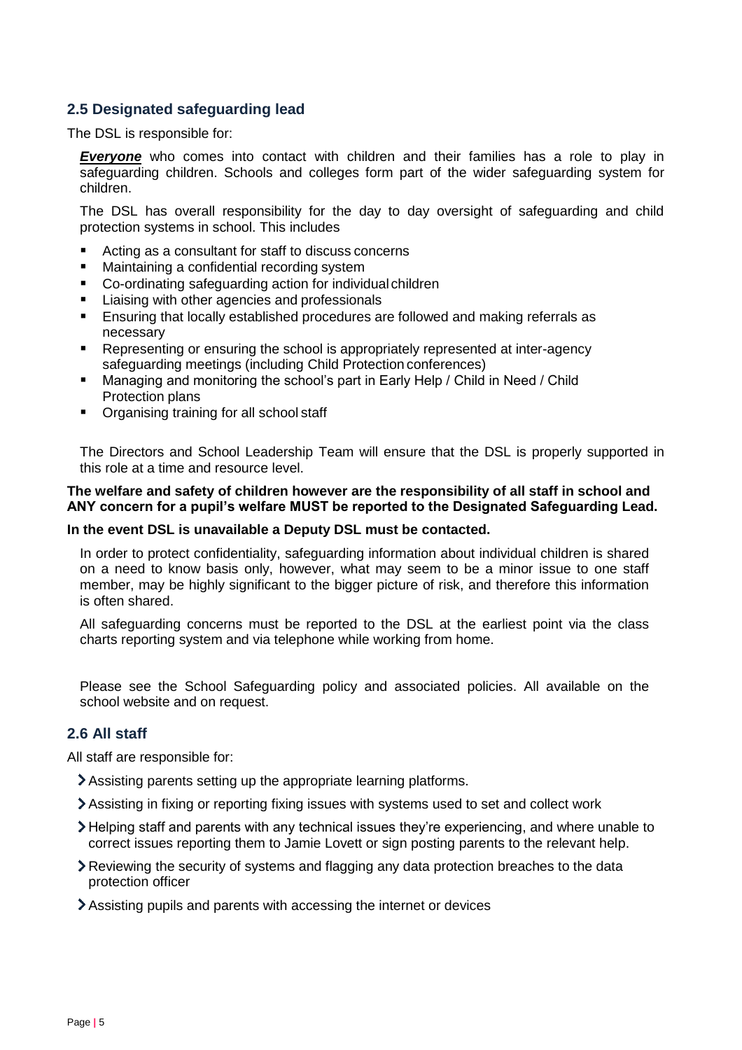## 2.5 Designated safeguarding lead

The DSL is responsible for:

***Everyone*** who comes into contact with children and their families has a role to play in safeguarding children. Schools and colleges form part of the wider safeguarding system for children.

The DSL has overall responsibility for the day to day oversight of safeguarding and child protection systems in school. This includes

- Acting as a consultant for staff to discuss concerns
- Maintaining a confidential recording system
- Co-ordinating safeguarding action for individual children
- Liaising with other agencies and professionals
- Ensuring that locally established procedures are followed and making referrals as necessary
- Representing or ensuring the school is appropriately represented at inter-agency safeguarding meetings (including Child Protection conferences)
- Managing and monitoring the school's part in Early Help / Child in Need / Child Protection plans
- Organising training for all school staff

The Directors and School Leadership Team will ensure that the DSL is properly supported in this role at a time and resource level.

**The welfare and safety of children however are the responsibility of all staff in school and ANY concern for a pupil's welfare MUST be reported to the Designated Safeguarding Lead.**

**In the event DSL is unavailable a Deputy DSL must be contacted.**

In order to protect confidentiality, safeguarding information about individual children is shared on a need to know basis only, however, what may seem to be a minor issue to one staff member, may be highly significant to the bigger picture of risk, and therefore this information is often shared.

All safeguarding concerns must be reported to the DSL at the earliest point via the class charts reporting system and via telephone while working from home.

Please see the School Safeguarding policy and associated policies. All available on the school website and on request.

## 2.6 All staff

All staff are responsible for:

- Assisting parents setting up the appropriate learning platforms.
- Assisting in fixing or reporting fixing issues with systems used to set and collect work
- Helping staff and parents with any technical issues they're experiencing, and where unable to correct issues reporting them to Jamie Lovett or sign posting parents to the relevant help.
- Reviewing the security of systems and flagging any data protection breaches to the data protection officer
- Assisting pupils and parents with accessing the internet or devices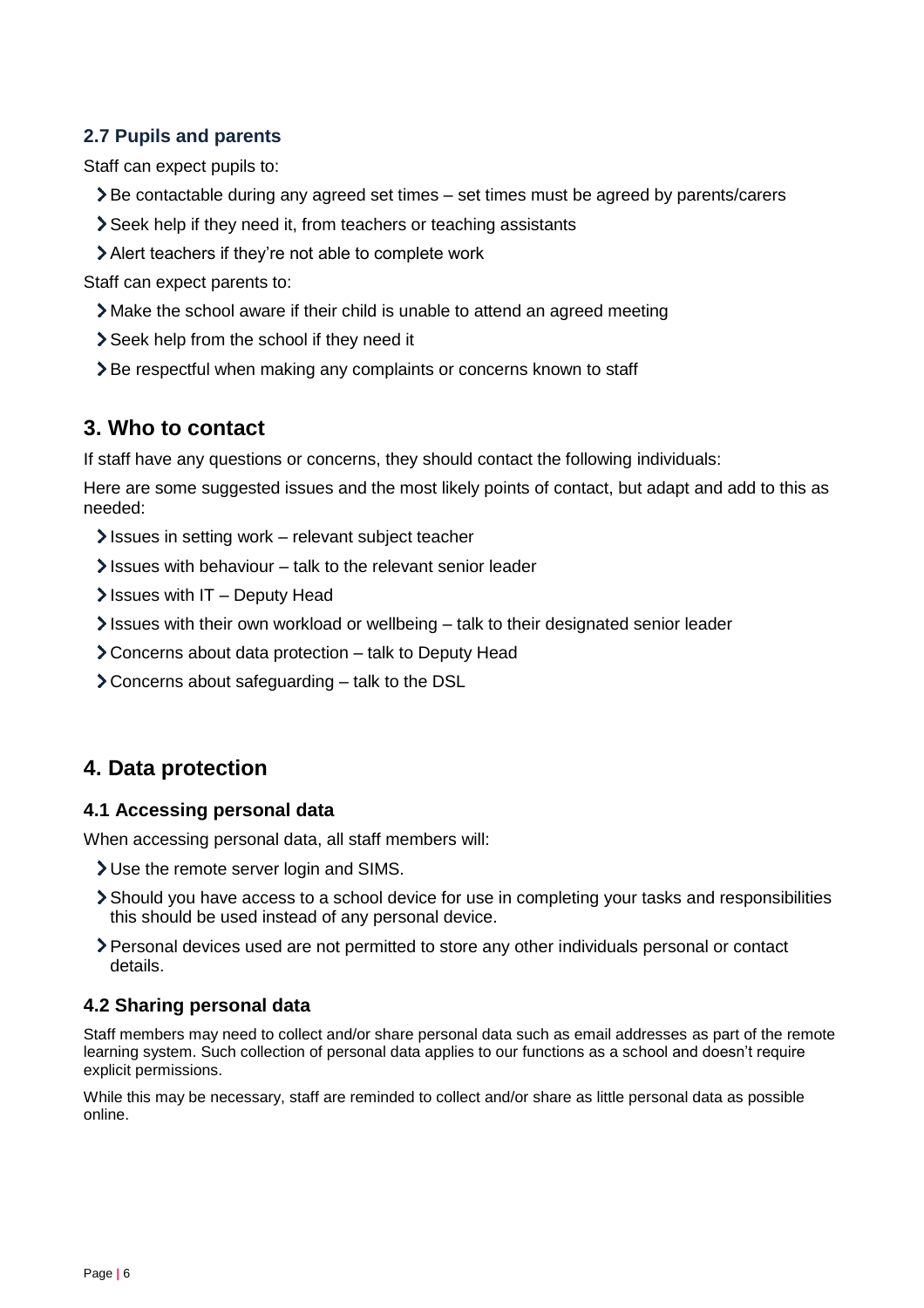### 2.7 Pupils and parents

Staff can expect pupils to:

- Be contactable during any agreed set times – set times must be agreed by parents/carers
- Seek help if they need it, from teachers or teaching assistants
- Alert teachers if they're not able to complete work

Staff can expect parents to:

- Make the school aware if their child is unable to attend an agreed meeting
- Seek help from the school if they need it
- Be respectful when making any complaints or concerns known to staff

## 3. Who to contact

If staff have any questions or concerns, they should contact the following individuals:

Here are some suggested issues and the most likely points of contact, but adapt and add to this as needed:

- Issues in setting work – relevant subject teacher
- Issues with behaviour – talk to the relevant senior leader
- Issues with IT – Deputy Head
- Issues with their own workload or wellbeing – talk to their designated senior leader
- Concerns about data protection – talk to Deputy Head
- Concerns about safeguarding – talk to the DSL

## 4. Data protection

### 4.1 Accessing personal data

When accessing personal data, all staff members will:

- Use the remote server login and SIMS.
- Should you have access to a school device for use in completing your tasks and responsibilities this should be used instead of any personal device.
- Personal devices used are not permitted to store any other individuals personal or contact details.

### 4.2 Sharing personal data

Staff members may need to collect and/or share personal data such as email addresses as part of the remote learning system. Such collection of personal data applies to our functions as a school and doesn't require explicit permissions.

While this may be necessary, staff are reminded to collect and/or share as little personal data as possible online.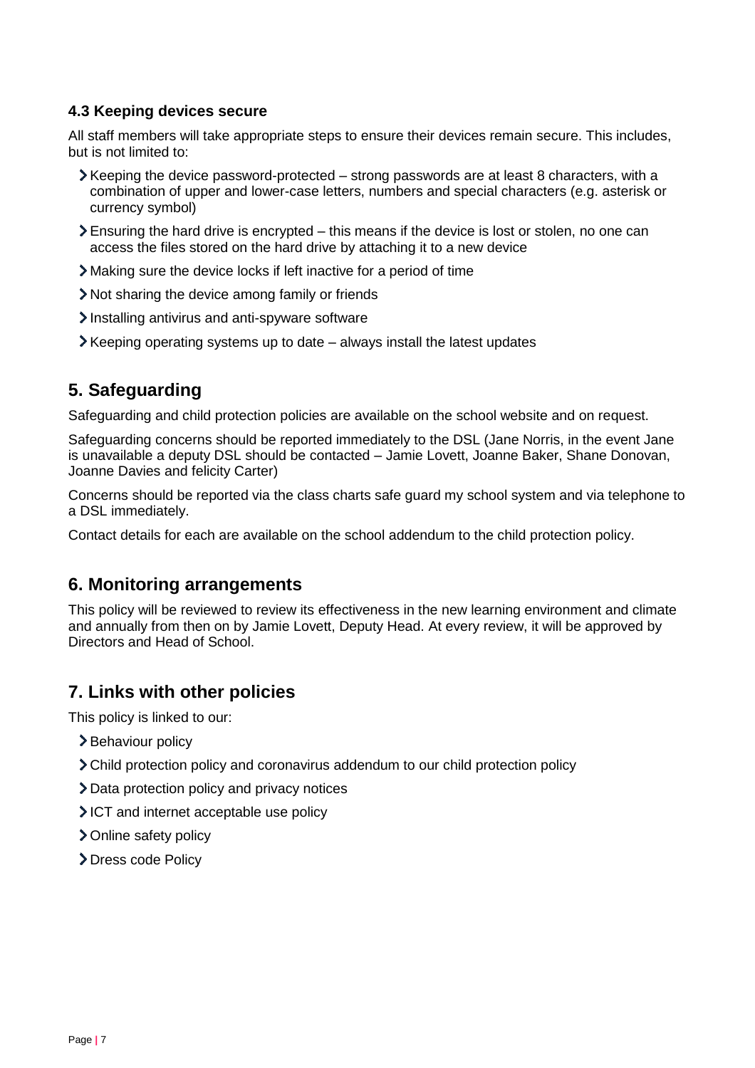### 4.3 Keeping devices secure

All staff members will take appropriate steps to ensure their devices remain secure. This includes, but is not limited to:

- Keeping the device password-protected – strong passwords are at least 8 characters, with a combination of upper and lower-case letters, numbers and special characters (e.g. asterisk or currency symbol)
- Ensuring the hard drive is encrypted – this means if the device is lost or stolen, no one can access the files stored on the hard drive by attaching it to a new device
- Making sure the device locks if left inactive for a period of time
- Not sharing the device among family or friends
- Installing antivirus and anti-spyware software
- Keeping operating systems up to date – always install the latest updates

## 5. Safeguarding

Safeguarding and child protection policies are available on the school website and on request.

Safeguarding concerns should be reported immediately to the DSL (Jane Norris, in the event Jane is unavailable a deputy DSL should be contacted – Jamie Lovett, Joanne Baker, Shane Donovan, Joanne Davies and felicity Carter)

Concerns should be reported via the class charts safe guard my school system and via telephone to a DSL immediately.

Contact details for each are available on the school addendum to the child protection policy.

## 6. Monitoring arrangements

This policy will be reviewed to review its effectiveness in the new learning environment and climate and annually from then on by Jamie Lovett, Deputy Head. At every review, it will be approved by Directors and Head of School.

## 7. Links with other policies

This policy is linked to our:

- Behaviour policy
- Child protection policy and coronavirus addendum to our child protection policy
- Data protection policy and privacy notices
- ICT and internet acceptable use policy
- Online safety policy
- Dress code Policy